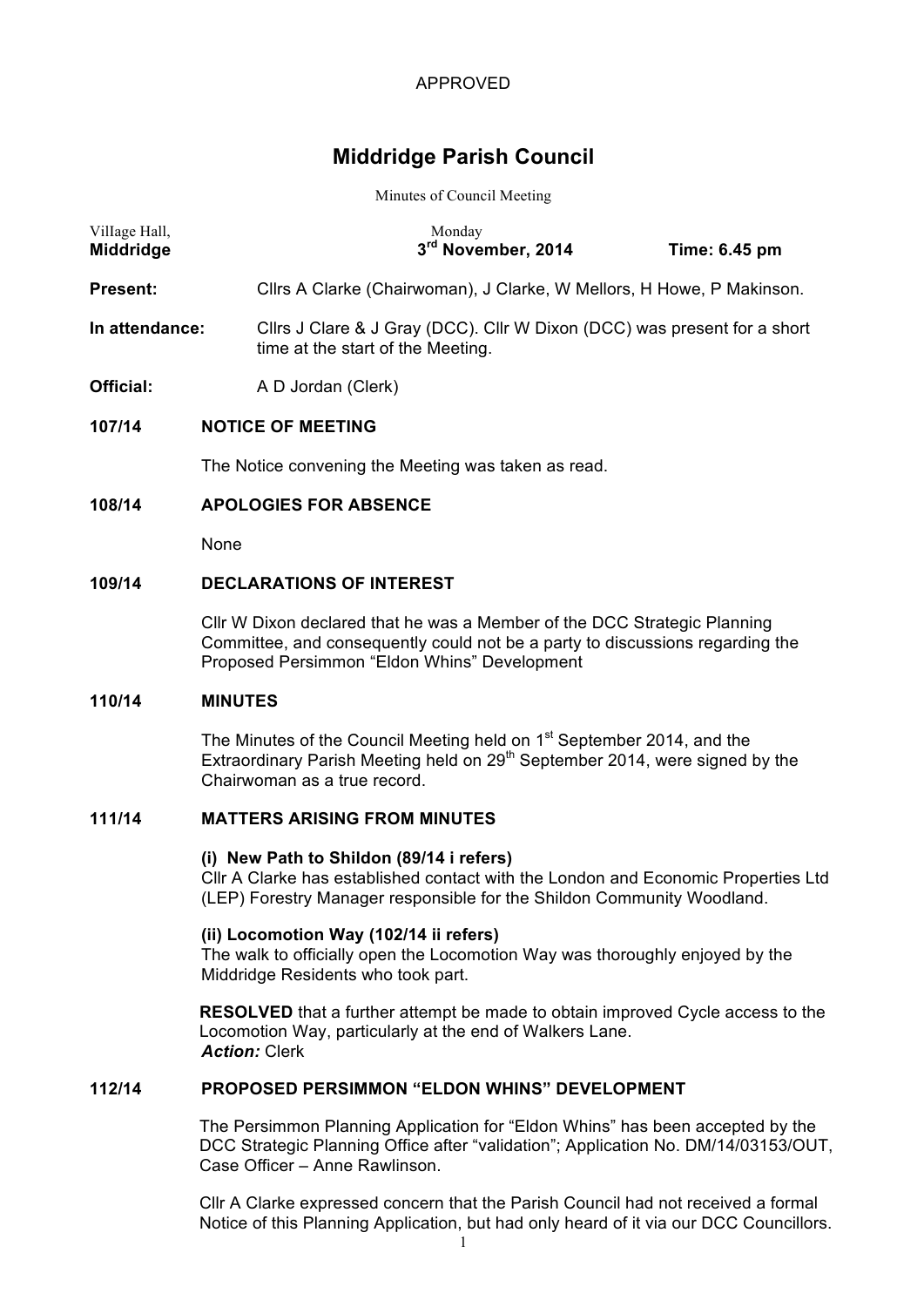APPROVED

# Middridge Parish Council

Minutes of Council Meeting

| Village Hall, **Middridge** | Monday **3rd November, 2014** | **Time: 6.45 pm** |
|---|---|---|

**Present:** Cllrs A Clarke (Chairwoman), J Clarke, W Mellors, H Howe, P Makinson.

**In attendance:** Cllrs J Clare & J Gray (DCC). Cllr W Dixon (DCC) was present for a short time at the start of the Meeting.

**Official:** A D Jordan (Clerk)

## 107/14 NOTICE OF MEETING

The Notice convening the Meeting was taken as read.

## 108/14 APOLOGIES FOR ABSENCE

None

## 109/14 DECLARATIONS OF INTEREST

Cllr W Dixon declared that he was a Member of the DCC Strategic Planning Committee, and consequently could not be a party to discussions regarding the Proposed Persimmon "Eldon Whins" Development

## 110/14 MINUTES

The Minutes of the Council Meeting held on 1st September 2014, and the Extraordinary Parish Meeting held on 29th September 2014, were signed by the Chairwoman as a true record.

## 111/14 MATTERS ARISING FROM MINUTES

**(i) New Path to Shildon (89/14 i refers)**
Cllr A Clarke has established contact with the London and Economic Properties Ltd (LEP) Forestry Manager responsible for the Shildon Community Woodland.

**(ii) Locomotion Way (102/14 ii refers)**
The walk to officially open the Locomotion Way was thoroughly enjoyed by the Middridge Residents who took part.

**RESOLVED** that a further attempt be made to obtain improved Cycle access to the Locomotion Way, particularly at the end of Walkers Lane.
***Action:*** Clerk

## 112/14 PROPOSED PERSIMMON "ELDON WHINS" DEVELOPMENT

The Persimmon Planning Application for "Eldon Whins" has been accepted by the DCC Strategic Planning Office after "validation"; Application No. DM/14/03153/OUT, Case Officer – Anne Rawlinson.

Cllr A Clarke expressed concern that the Parish Council had not received a formal Notice of this Planning Application, but had only heard of it via our DCC Councillors.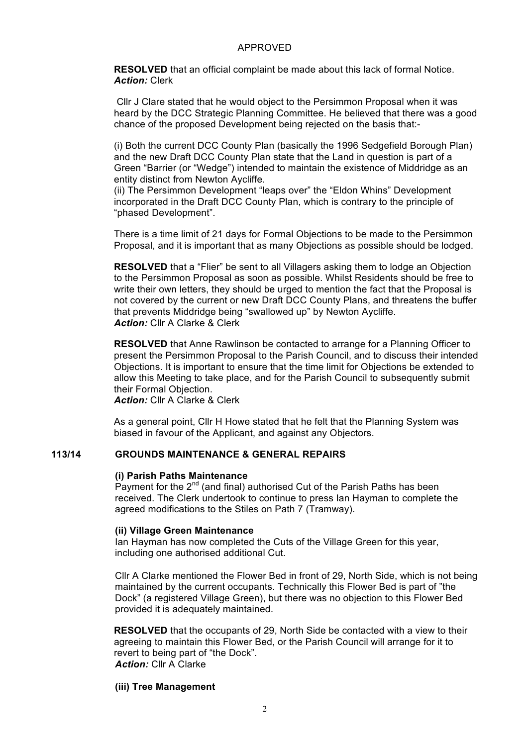APPROVED

**RESOLVED** that an official complaint be made about this lack of formal Notice.
***Action:*** Clerk

Cllr J Clare stated that he would object to the Persimmon Proposal when it was heard by the DCC Strategic Planning Committee. He believed that there was a good chance of the proposed Development being rejected on the basis that:-

(i) Both the current DCC County Plan (basically the 1996 Sedgefield Borough Plan) and the new Draft DCC County Plan state that the Land in question is part of a Green "Barrier (or "Wedge") intended to maintain the existence of Middridge as an entity distinct from Newton Aycliffe.
(ii) The Persimmon Development "leaps over" the "Eldon Whins" Development incorporated in the Draft DCC County Plan, which is contrary to the principle of "phased Development".

There is a time limit of 21 days for Formal Objections to be made to the Persimmon Proposal, and it is important that as many Objections as possible should be lodged.

**RESOLVED** that a "Flier" be sent to all Villagers asking them to lodge an Objection to the Persimmon Proposal as soon as possible. Whilst Residents should be free to write their own letters, they should be urged to mention the fact that the Proposal is not covered by the current or new Draft DCC County Plans, and threatens the buffer that prevents Middridge being "swallowed up" by Newton Aycliffe.
***Action:*** Cllr A Clarke & Clerk

**RESOLVED** that Anne Rawlinson be contacted to arrange for a Planning Officer to present the Persimmon Proposal to the Parish Council, and to discuss their intended Objections. It is important to ensure that the time limit for Objections be extended to allow this Meeting to take place, and for the Parish Council to subsequently submit their Formal Objection.
***Action:*** Cllr A Clarke & Clerk

As a general point, Cllr H Howe stated that he felt that the Planning System was biased in favour of the Applicant, and against any Objectors.

## 113/14 GROUNDS MAINTENANCE & GENERAL REPAIRS

### (i) Parish Paths Maintenance

Payment for the 2nd (and final) authorised Cut of the Parish Paths has been received. The Clerk undertook to continue to press Ian Hayman to complete the agreed modifications to the Stiles on Path 7 (Tramway).

### (ii) Village Green Maintenance

Ian Hayman has now completed the Cuts of the Village Green for this year, including one authorised additional Cut.

Cllr A Clarke mentioned the Flower Bed in front of 29, North Side, which is not being maintained by the current occupants. Technically this Flower Bed is part of "the Dock" (a registered Village Green), but there was no objection to this Flower Bed provided it is adequately maintained.

**RESOLVED** that the occupants of 29, North Side be contacted with a view to their agreeing to maintain this Flower Bed, or the Parish Council will arrange for it to revert to being part of "the Dock".
***Action:*** Cllr A Clarke

### (iii) Tree Management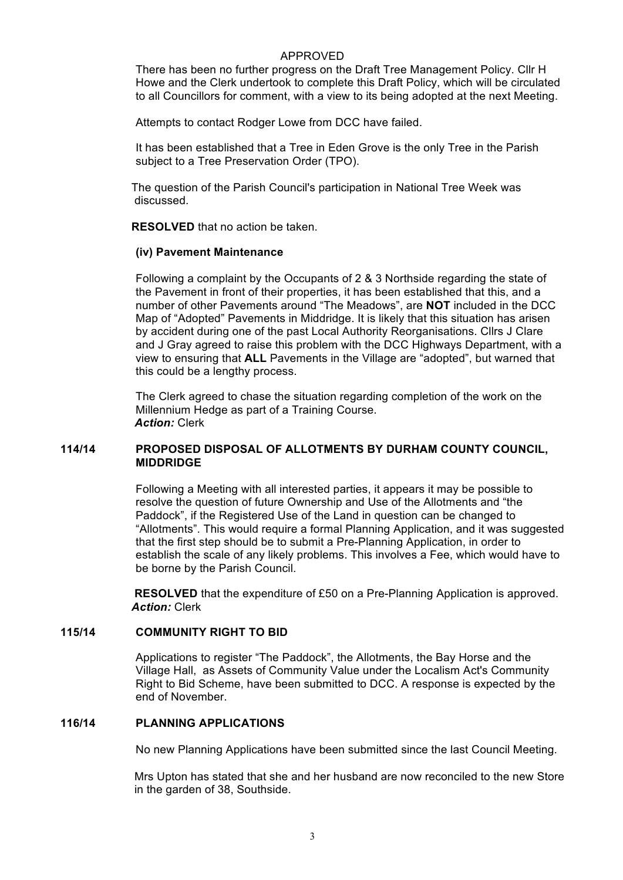APPROVED

There has been no further progress on the Draft Tree Management Policy. Cllr H Howe and the Clerk undertook to complete this Draft Policy, which will be circulated to all Councillors for comment, with a view to its being adopted at the next Meeting.

Attempts to contact Rodger Lowe from DCC have failed.

It has been established that a Tree in Eden Grove is the only Tree in the Parish subject to a Tree Preservation Order (TPO).

The question of the Parish Council's participation in National Tree Week was discussed.

**RESOLVED** that no action be taken.

**(iv) Pavement Maintenance**

Following a complaint by the Occupants of 2 & 3 Northside regarding the state of the Pavement in front of their properties, it has been established that this, and a number of other Pavements around "The Meadows", are **NOT** included in the DCC Map of "Adopted" Pavements in Middridge. It is likely that this situation has arisen by accident during one of the past Local Authority Reorganisations. Cllrs J Clare and J Gray agreed to raise this problem with the DCC Highways Department, with a view to ensuring that **ALL** Pavements in the Village are "adopted", but warned that this could be a lengthy process.

The Clerk agreed to chase the situation regarding completion of the work on the Millennium Hedge as part of a Training Course.
***Action:*** Clerk

### 114/14 PROPOSED DISPOSAL OF ALLOTMENTS BY DURHAM COUNTY COUNCIL, MIDDRIDGE

Following a Meeting with all interested parties, it appears it may be possible to resolve the question of future Ownership and Use of the Allotments and "the Paddock", if the Registered Use of the Land in question can be changed to "Allotments". This would require a formal Planning Application, and it was suggested that the first step should be to submit a Pre-Planning Application, in order to establish the scale of any likely problems. This involves a Fee, which would have to be borne by the Parish Council.

**RESOLVED** that the expenditure of £50 on a Pre-Planning Application is approved.
***Action:*** Clerk

### 115/14 COMMUNITY RIGHT TO BID

Applications to register "The Paddock", the Allotments, the Bay Horse and the Village Hall, as Assets of Community Value under the Localism Act's Community Right to Bid Scheme, have been submitted to DCC. A response is expected by the end of November.

### 116/14 PLANNING APPLICATIONS

No new Planning Applications have been submitted since the last Council Meeting.

Mrs Upton has stated that she and her husband are now reconciled to the new Store in the garden of 38, Southside.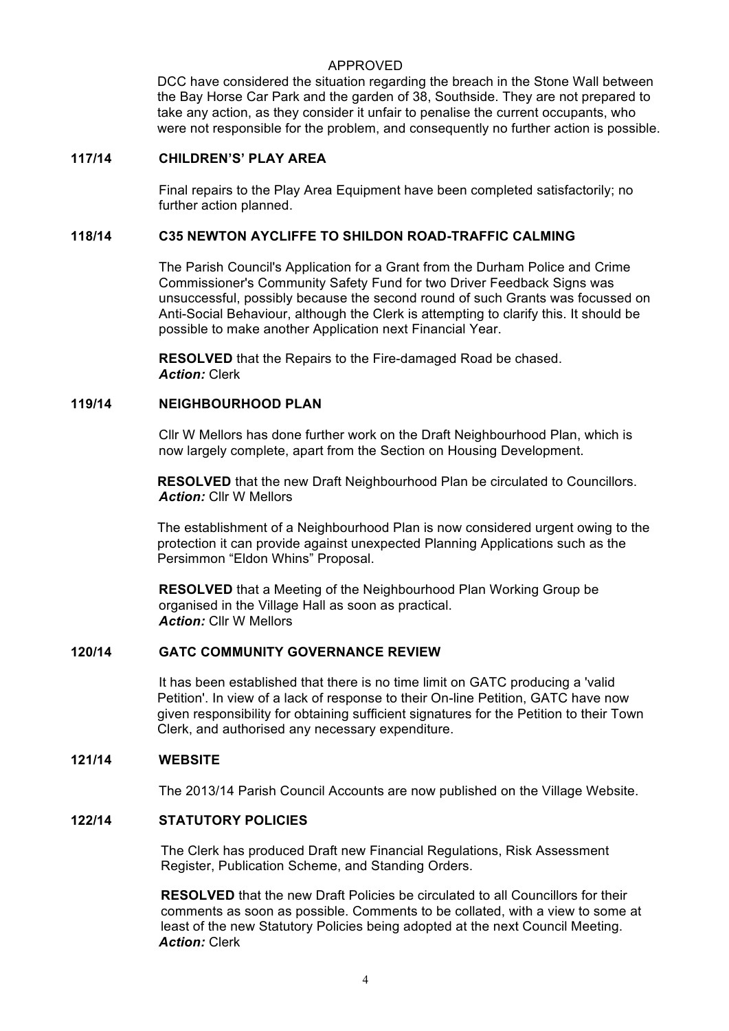APPROVED

DCC have considered the situation regarding the breach in the Stone Wall between the Bay Horse Car Park and the garden of 38, Southside. They are not prepared to take any action, as they consider it unfair to penalise the current occupants, who were not responsible for the problem, and consequently no further action is possible.

**117/14 CHILDREN'S' PLAY AREA**

Final repairs to the Play Area Equipment have been completed satisfactorily; no further action planned.

**118/14 C35 NEWTON AYCLIFFE TO SHILDON ROAD-TRAFFIC CALMING**

The Parish Council's Application for a Grant from the Durham Police and Crime Commissioner's Community Safety Fund for two Driver Feedback Signs was unsuccessful, possibly because the second round of such Grants was focussed on Anti-Social Behaviour, although the Clerk is attempting to clarify this. It should be possible to make another Application next Financial Year.

**RESOLVED** that the Repairs to the Fire-damaged Road be chased.
***Action:*** Clerk

**119/14 NEIGHBOURHOOD PLAN**

Cllr W Mellors has done further work on the Draft Neighbourhood Plan, which is now largely complete, apart from the Section on Housing Development.

**RESOLVED** that the new Draft Neighbourhood Plan be circulated to Councillors.
***Action:*** Cllr W Mellors

The establishment of a Neighbourhood Plan is now considered urgent owing to the protection it can provide against unexpected Planning Applications such as the Persimmon "Eldon Whins" Proposal.

**RESOLVED** that a Meeting of the Neighbourhood Plan Working Group be organised in the Village Hall as soon as practical.
***Action:*** Cllr W Mellors

**120/14 GATC COMMUNITY GOVERNANCE REVIEW**

It has been established that there is no time limit on GATC producing a 'valid Petition'. In view of a lack of response to their On-line Petition, GATC have now given responsibility for obtaining sufficient signatures for the Petition to their Town Clerk, and authorised any necessary expenditure.

**121/14 WEBSITE**

The 2013/14 Parish Council Accounts are now published on the Village Website.

**122/14 STATUTORY POLICIES**

The Clerk has produced Draft new Financial Regulations, Risk Assessment Register, Publication Scheme, and Standing Orders.

**RESOLVED** that the new Draft Policies be circulated to all Councillors for their comments as soon as possible. Comments to be collated, with a view to some at least of the new Statutory Policies being adopted at the next Council Meeting.
***Action:*** Clerk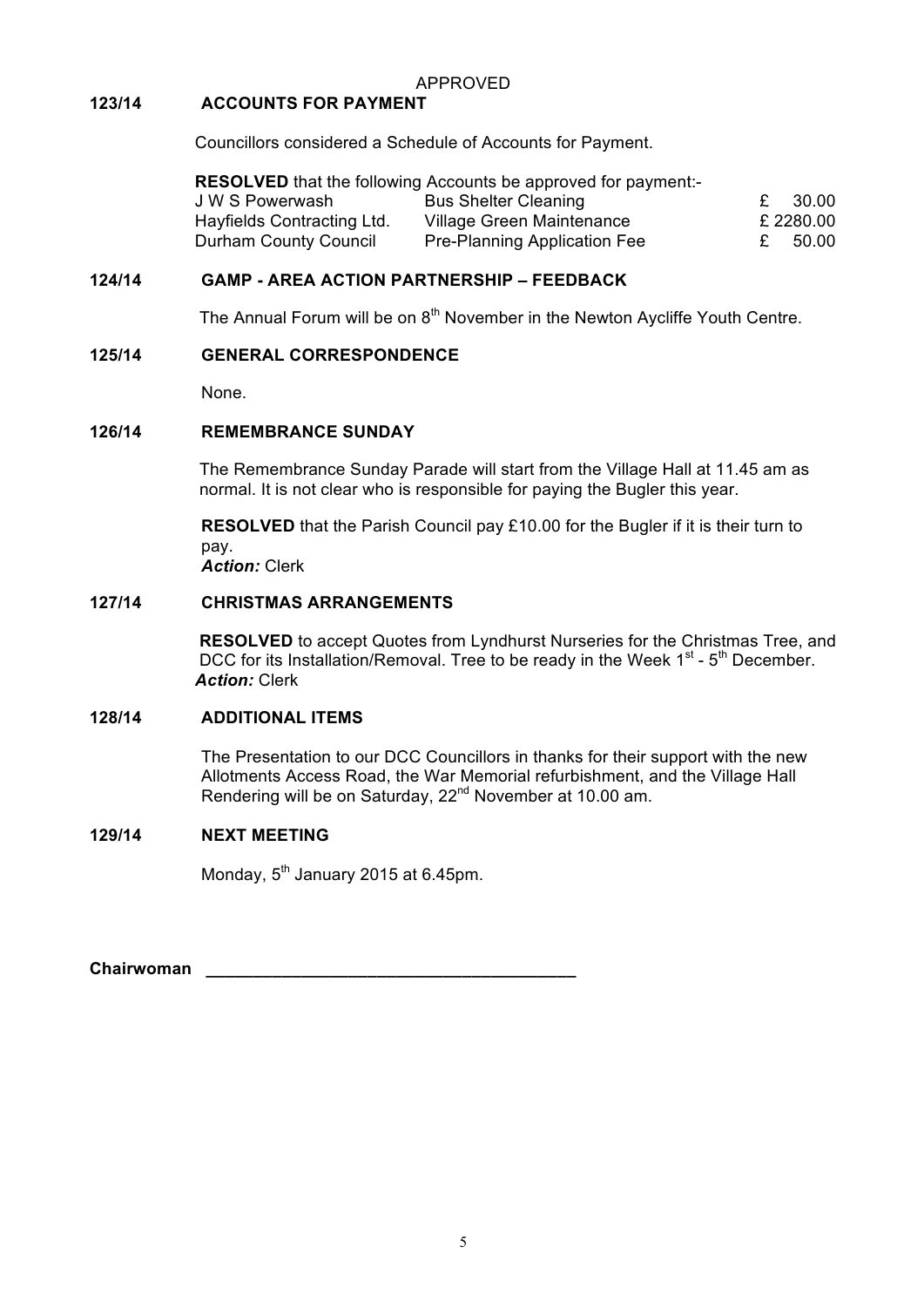APPROVED

## 123/14 ACCOUNTS FOR PAYMENT

Councillors considered a Schedule of Accounts for Payment.

**RESOLVED** that the following Accounts be approved for payment:-

| | | |
|---|---|---|
| J W S Powerwash | Bus Shelter Cleaning | £ 30.00 |
| Hayfields Contracting Ltd. | Village Green Maintenance | £ 2280.00 |
| Durham County Council | Pre-Planning Application Fee | £ 50.00 |

## 124/14 GAMP - AREA ACTION PARTNERSHIP – FEEDBACK

The Annual Forum will be on 8th November in the Newton Aycliffe Youth Centre.

## 125/14 GENERAL CORRESPONDENCE

None.

## 126/14 REMEMBRANCE SUNDAY

The Remembrance Sunday Parade will start from the Village Hall at 11.45 am as normal. It is not clear who is responsible for paying the Bugler this year.

**RESOLVED** that the Parish Council pay £10.00 for the Bugler if it is their turn to pay.
***Action:*** Clerk

## 127/14 CHRISTMAS ARRANGEMENTS

**RESOLVED** to accept Quotes from Lyndhurst Nurseries for the Christmas Tree, and DCC for its Installation/Removal. Tree to be ready in the Week 1st - 5th December.
***Action:*** Clerk

## 128/14 ADDITIONAL ITEMS

The Presentation to our DCC Councillors in thanks for their support with the new Allotments Access Road, the War Memorial refurbishment, and the Village Hall Rendering will be on Saturday, 22nd November at 10.00 am.

## 129/14 NEXT MEETING

Monday, 5th January 2015 at 6.45pm.

**Chairwoman** ________________________________________